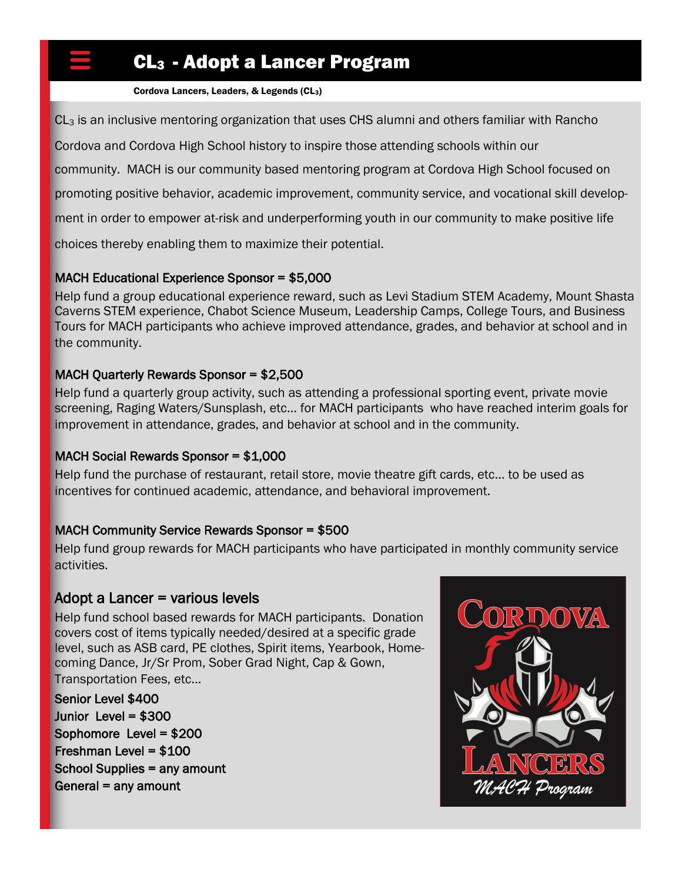# $CL_3$ - Adopt a Lancer Program

**Cordova Lancers, Leaders, & Legends ($CL_3$)**

$CL_3$ is an inclusive mentoring organization that uses CHS alumni and others familiar with Rancho Cordova and Cordova High School history to inspire those attending schools within our community. MACH is our community based mentoring program at Cordova High School focused on promoting positive behavior, academic improvement, community service, and vocational skill development in order to empower at-risk and underperforming youth in our community to make positive life choices thereby enabling them to maximize their potential.

### MACH Educational Experience Sponsor = $5,000

Help fund a group educational experience reward, such as Levi Stadium STEM Academy, Mount Shasta Caverns STEM experience, Chabot Science Museum, Leadership Camps, College Tours, and Business Tours for MACH participants who achieve improved attendance, grades, and behavior at school and in the community.

### MACH Quarterly Rewards Sponsor = $2,500

Help fund a quarterly group activity, such as attending a professional sporting event, private movie screening, Raging Waters/Sunsplash, etc… for MACH participants who have reached interim goals for improvement in attendance, grades, and behavior at school and in the community.

### MACH Social Rewards Sponsor = $1,000

Help fund the purchase of restaurant, retail store, movie theatre gift cards, etc… to be used as incentives for continued academic, attendance, and behavioral improvement.

### MACH Community Service Rewards Sponsor = $500

Help fund group rewards for MACH participants who have participated in monthly community service activities.

## Adopt a Lancer = various levels

Help fund school based rewards for MACH participants. Donation covers cost of items typically needed/desired at a specific grade level, such as ASB card, PE clothes, Spirit items, Yearbook, Homecoming Dance, Jr/Sr Prom, Sober Grad Night, Cap & Gown, Transportation Fees, etc…

Senior Level $400
Junior Level = $300
Sophomore Level = $200
Freshman Level = $100
School Supplies = any amount
General = any amount

CORDOVA LANCERS *MACH Program*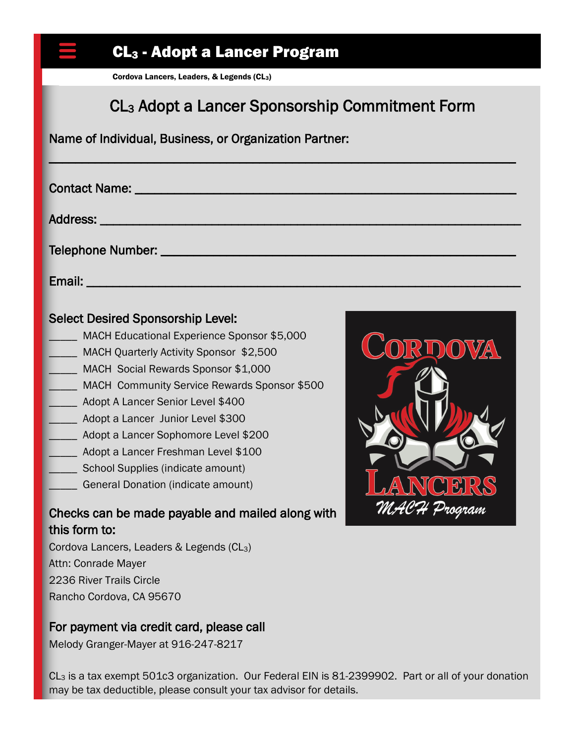# CL$_3$ - Adopt a Lancer Program

**Cordova Lancers, Leaders, & Legends (CL$_3$)**

## CL$_3$ Adopt a Lancer Sponsorship Commitment Form

Name of Individual, Business, or Organization Partner:

_______________________________________________________________

Contact Name: ___________________________________________________

Address: _______________________________________________________

Telephone Number: _______________________________________________

Email: _________________________________________________________

### Select Desired Sponsorship Level:

_____ MACH Educational Experience Sponsor $5,000
_____ MACH Quarterly Activity Sponsor $2,500
_____ MACH Social Rewards Sponsor $1,000
_____ MACH Community Service Rewards Sponsor $500
_____ Adopt A Lancer Senior Level $400
_____ Adopt a Lancer Junior Level $300
_____ Adopt a Lancer Sophomore Level $200
_____ Adopt a Lancer Freshman Level $100
_____ School Supplies (indicate amount)
_____ General Donation (indicate amount)

Cordova Lancers MACH Program

### Checks can be made payable and mailed along with this form to:

Cordova Lancers, Leaders & Legends (CL$_3$)
Attn: Conrade Mayer
2236 River Trails Circle
Rancho Cordova, CA 95670

### For payment via credit card, please call

Melody Granger-Mayer at 916-247-8217

CL$_3$ is a tax exempt 501c3 organization. Our Federal EIN is 81-2399902. Part or all of your donation may be tax deductible, please consult your tax advisor for details.